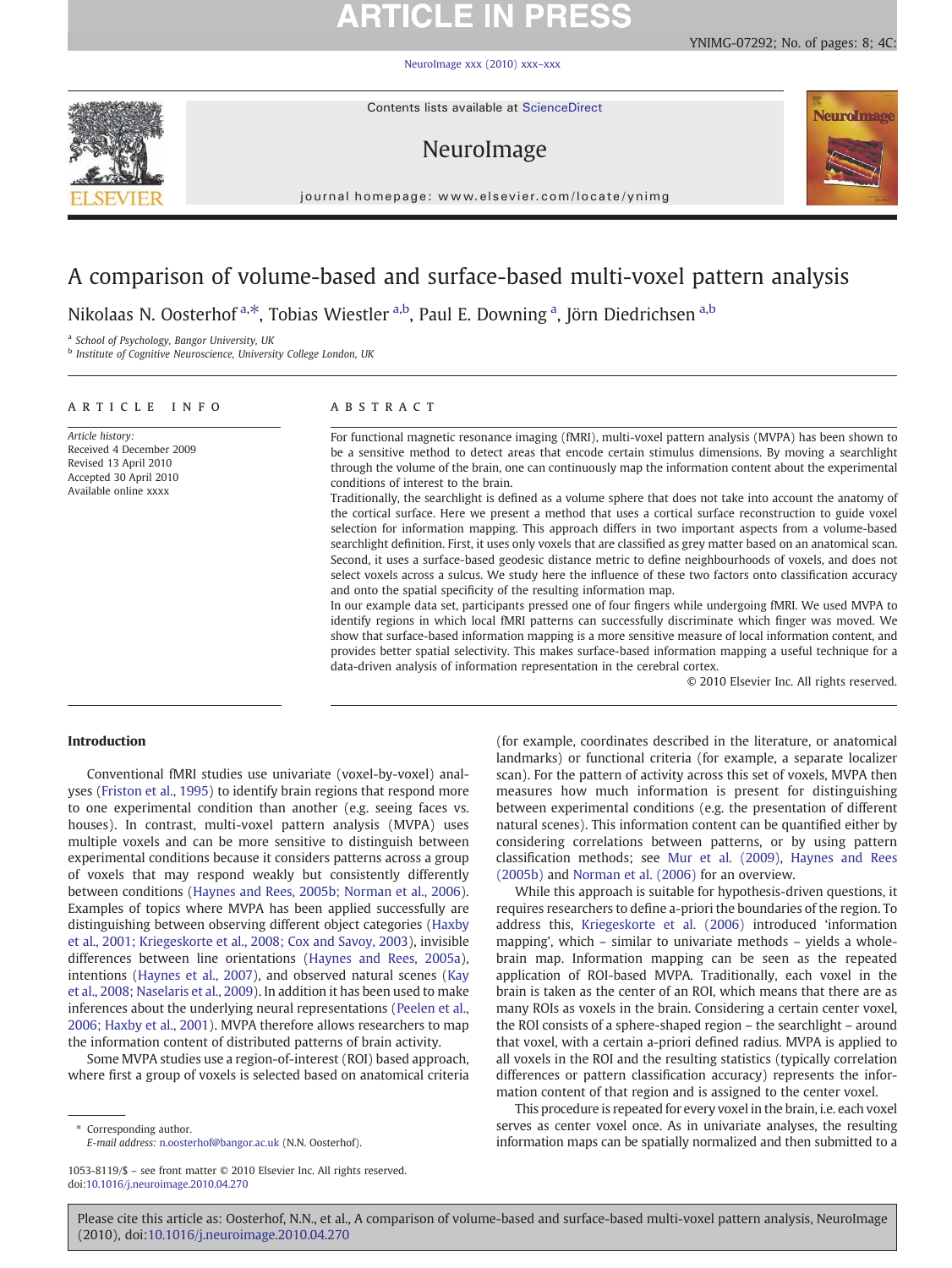# A comparison of volume-based and surface-based multi-voxel pattern analysis

Nikolaas N. Oosterhof [a,*], Tobias Wiestler [a,b], Paul E. Downing [a], Jörn Diedrichsen [a,b]

[a] School of Psychology, Bangor University, UK
[b] Institute of Cognitive Neuroscience, University College London, UK

## ARTICLE INFO

*Article history:*
Received 4 December 2009
Revised 13 April 2010
Accepted 30 April 2010
Available online xxxx

## ABSTRACT

For functional magnetic resonance imaging (fMRI), multi-voxel pattern analysis (MVPA) has been shown to be a sensitive method to detect areas that encode certain stimulus dimensions. By moving a searchlight through the volume of the brain, one can continuously map the information content about the experimental conditions of interest to the brain.

Traditionally, the searchlight is defined as a volume sphere that does not take into account the anatomy of the cortical surface. Here we present a method that uses a cortical surface reconstruction to guide voxel selection for information mapping. This approach differs in two important aspects from a volume-based searchlight definition. First, it uses only voxels that are classified as grey matter based on an anatomical scan. Second, it uses a surface-based geodesic distance metric to define neighbourhoods of voxels, and does not select voxels across a sulcus. We study here the influence of these two factors onto classification accuracy and onto the spatial specificity of the resulting information map.

In our example data set, participants pressed one of four fingers while undergoing fMRI. We used MVPA to identify regions in which local fMRI patterns can successfully discriminate which finger was moved. We show that surface-based information mapping is a more sensitive measure of local information content, and provides better spatial selectivity. This makes surface-based information mapping a useful technique for a data-driven analysis of information representation in the cerebral cortex.

© 2010 Elsevier Inc. All rights reserved.

## Introduction

Conventional fMRI studies use univariate (voxel-by-voxel) analyses (Friston et al., 1995) to identify brain regions that respond more to one experimental condition than another (e.g. seeing faces vs. houses). In contrast, multi-voxel pattern analysis (MVPA) uses multiple voxels and can be more sensitive to distinguish between experimental conditions because it considers patterns across a group of voxels that may respond weakly but consistently differently between conditions (Haynes and Rees, 2005b; Norman et al., 2006). Examples of topics where MVPA has been applied successfully are distinguishing between observing different object categories (Haxby et al., 2001; Kriegeskorte et al., 2008; Cox and Savoy, 2003), invisible differences between line orientations (Haynes and Rees, 2005a), intentions (Haynes et al., 2007), and observed natural scenes (Kay et al., 2008; Naselaris et al., 2009). In addition it has been used to make inferences about the underlying neural representations (Peelen et al., 2006; Haxby et al., 2001). MVPA therefore allows researchers to map the information content of distributed patterns of brain activity.

Some MVPA studies use a region-of-interest (ROI) based approach, where first a group of voxels is selected based on anatomical criteria (for example, coordinates described in the literature, or anatomical landmarks) or functional criteria (for example, a separate localizer scan). For the pattern of activity across this set of voxels, MVPA then measures how much information is present for distinguishing between experimental conditions (e.g. the presentation of different natural scenes). This information content can be quantified either by considering correlations between patterns, or by using pattern classification methods; see Mur et al. (2009), Haynes and Rees (2005b) and Norman et al. (2006) for an overview.

While this approach is suitable for hypothesis-driven questions, it requires researchers to define a-priori the boundaries of the region. To address this, Kriegeskorte et al. (2006) introduced 'information mapping', which – similar to univariate methods – yields a whole-brain map. Information mapping can be seen as the repeated application of ROI-based MVPA. Traditionally, each voxel in the brain is taken as the center of an ROI, which means that there are as many ROIs as voxels in the brain. Considering a certain center voxel, the ROI consists of a sphere-shaped region – the searchlight – around that voxel, with a certain a-priori defined radius. MVPA is applied to all voxels in the ROI and the resulting statistics (typically correlation differences or pattern classification accuracy) represents the information content of that region and is assigned to the center voxel.

This procedure is repeated for every voxel in the brain, i.e. each voxel serves as center voxel once. As in univariate analyses, the resulting information maps can be spatially normalized and then submitted to a

\* Corresponding author.
*E-mail address:* n.oosterhof@bangor.ac.uk (N.N. Oosterhof).

1053-8119/$ – see front matter © 2010 Elsevier Inc. All rights reserved.
doi:10.1016/j.neuroimage.2010.04.270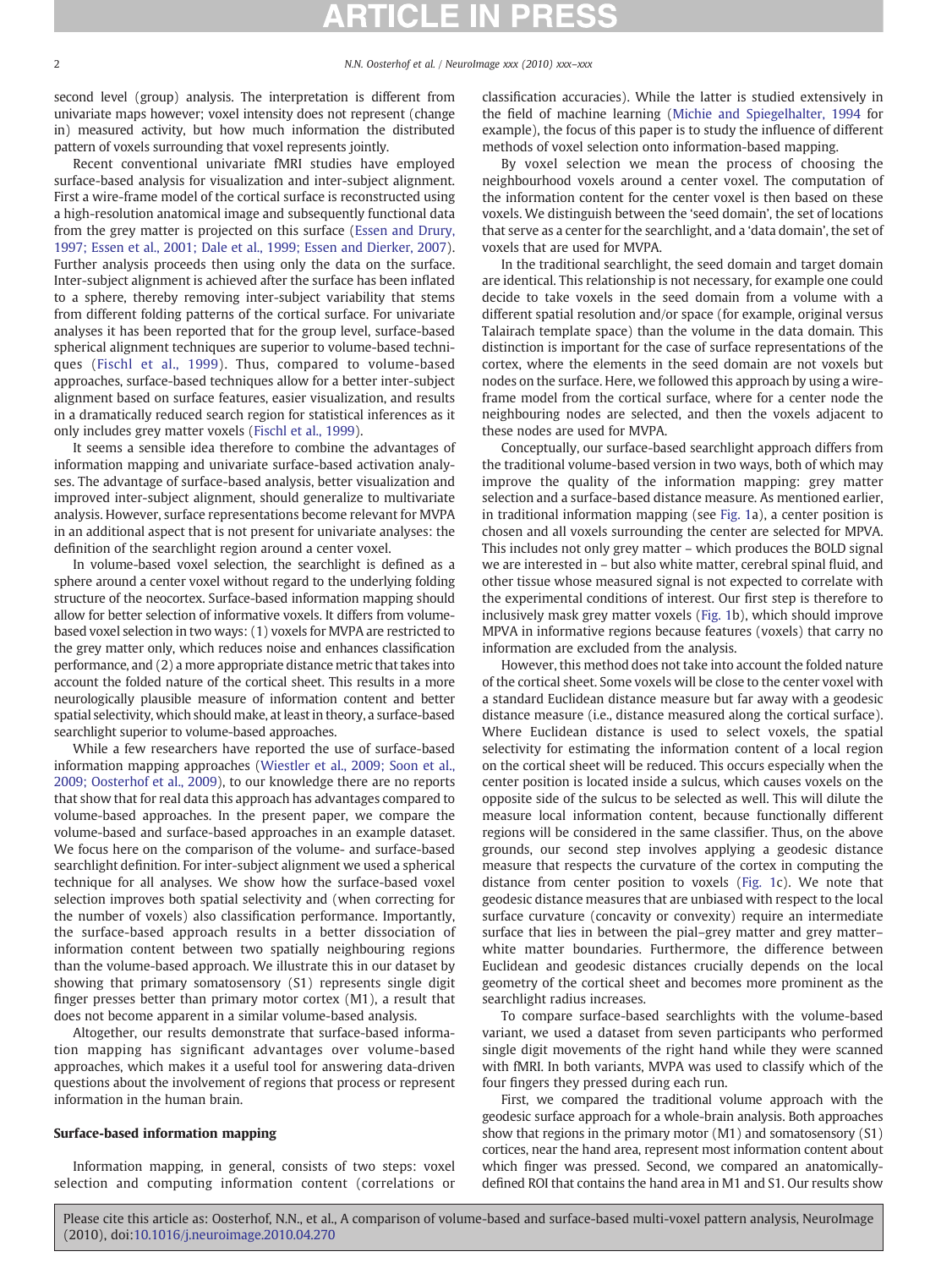second level (group) analysis. The interpretation is different from univariate maps however; voxel intensity does not represent (change in) measured activity, but how much information the distributed pattern of voxels surrounding that voxel represents jointly.

Recent conventional univariate fMRI studies have employed surface-based analysis for visualization and inter-subject alignment. First a wire-frame model of the cortical surface is reconstructed using a high-resolution anatomical image and subsequently functional data from the grey matter is projected on this surface (Essen and Drury, 1997; Essen et al., 2001; Dale et al., 1999; Essen and Dierker, 2007). Further analysis proceeds then using only the data on the surface. Inter-subject alignment is achieved after the surface has been inflated to a sphere, thereby removing inter-subject variability that stems from different folding patterns of the cortical surface. For univariate analyses it has been reported that for the group level, surface-based spherical alignment techniques are superior to volume-based techniques (Fischl et al., 1999). Thus, compared to volume-based approaches, surface-based techniques allow for a better inter-subject alignment based on surface features, easier visualization, and results in a dramatically reduced search region for statistical inferences as it only includes grey matter voxels (Fischl et al., 1999).

It seems a sensible idea therefore to combine the advantages of information mapping and univariate surface-based activation analyses. The advantage of surface-based analysis, better visualization and improved inter-subject alignment, should generalize to multivariate analysis. However, surface representations become relevant for MVPA in an additional aspect that is not present for univariate analyses: the definition of the searchlight region around a center voxel.

In volume-based voxel selection, the searchlight is defined as a sphere around a center voxel without regard to the underlying folding structure of the neocortex. Surface-based information mapping should allow for better selection of informative voxels. It differs from volume-based voxel selection in two ways: (1) voxels for MVPA are restricted to the grey matter only, which reduces noise and enhances classification performance, and (2) a more appropriate distance metric that takes into account the folded nature of the cortical sheet. This results in a more neurologically plausible measure of information content and better spatial selectivity, which should make, at least in theory, a surface-based searchlight superior to volume-based approaches.

While a few researchers have reported the use of surface-based information mapping approaches (Wiestler et al., 2009; Soon et al., 2009; Oosterhof et al., 2009), to our knowledge there are no reports that show that for real data this approach has advantages compared to volume-based approaches. In the present paper, we compare the volume-based and surface-based approaches in an example dataset. We focus here on the comparison of the volume- and surface-based searchlight definition. For inter-subject alignment we used a spherical technique for all analyses. We show how the surface-based voxel selection improves both spatial selectivity and (when correcting for the number of voxels) also classification performance. Importantly, the surface-based approach results in a better dissociation of information content between two spatially neighbouring regions than the volume-based approach. We illustrate this in our dataset by showing that primary somatosensory (S1) represents single digit finger presses better than primary motor cortex (M1), a result that does not become apparent in a similar volume-based analysis.

Altogether, our results demonstrate that surface-based information mapping has significant advantages over volume-based approaches, which makes it a useful tool for answering data-driven questions about the involvement of regions that process or represent information in the human brain.

## Surface-based information mapping

Information mapping, in general, consists of two steps: voxel selection and computing information content (correlations or classification accuracies). While the latter is studied extensively in the field of machine learning (Michie and Spiegelhalter, 1994 for example), the focus of this paper is to study the influence of different methods of voxel selection onto information-based mapping.

By voxel selection we mean the process of choosing the neighbourhood voxels around a center voxel. The computation of the information content for the center voxel is then based on these voxels. We distinguish between the 'seed domain', the set of locations that serve as a center for the searchlight, and a 'data domain', the set of voxels that are used for MVPA.

In the traditional searchlight, the seed domain and target domain are identical. This relationship is not necessary, for example one could decide to take voxels in the seed domain from a volume with a different spatial resolution and/or space (for example, original versus Talairach template space) than the volume in the data domain. This distinction is important for the case of surface representations of the cortex, where the elements in the seed domain are not voxels but nodes on the surface. Here, we followed this approach by using a wire-frame model from the cortical surface, where for a center node the neighbouring nodes are selected, and then the voxels adjacent to these nodes are used for MVPA.

Conceptually, our surface-based searchlight approach differs from the traditional volume-based version in two ways, both of which may improve the quality of the information mapping: grey matter selection and a surface-based distance measure. As mentioned earlier, in traditional information mapping (see Fig. 1a), a center position is chosen and all voxels surrounding the center are selected for MPVA. This includes not only grey matter – which produces the BOLD signal we are interested in – but also white matter, cerebral spinal fluid, and other tissue whose measured signal is not expected to correlate with the experimental conditions of interest. Our first step is therefore to inclusively mask grey matter voxels (Fig. 1b), which should improve MPVA in informative regions because features (voxels) that carry no information are excluded from the analysis.

However, this method does not take into account the folded nature of the cortical sheet. Some voxels will be close to the center voxel with a standard Euclidean distance measure but far away with a geodesic distance measure (i.e., distance measured along the cortical surface). Where Euclidean distance is used to select voxels, the spatial selectivity for estimating the information content of a local region on the cortical sheet will be reduced. This occurs especially when the center position is located inside a sulcus, which causes voxels on the opposite side of the sulcus to be selected as well. This will dilute the measure local information content, because functionally different regions will be considered in the same classifier. Thus, on the above grounds, our second step involves applying a geodesic distance measure that respects the curvature of the cortex in computing the distance from center position to voxels (Fig. 1c). We note that geodesic distance measures that are unbiased with respect to the local surface curvature (concavity or convexity) require an intermediate surface that lies in between the pial–grey matter and grey matter–white matter boundaries. Furthermore, the difference between Euclidean and geodesic distances crucially depends on the local geometry of the cortical sheet and becomes more prominent as the searchlight radius increases.

To compare surface-based searchlights with the volume-based variant, we used a dataset from seven participants who performed single digit movements of the right hand while they were scanned with fMRI. In both variants, MVPA was used to classify which of the four fingers they pressed during each run.

First, we compared the traditional volume approach with the geodesic surface approach for a whole-brain analysis. Both approaches show that regions in the primary motor (M1) and somatosensory (S1) cortices, near the hand area, represent most information content about which finger was pressed. Second, we compared an anatomically-defined ROI that contains the hand area in M1 and S1. Our results show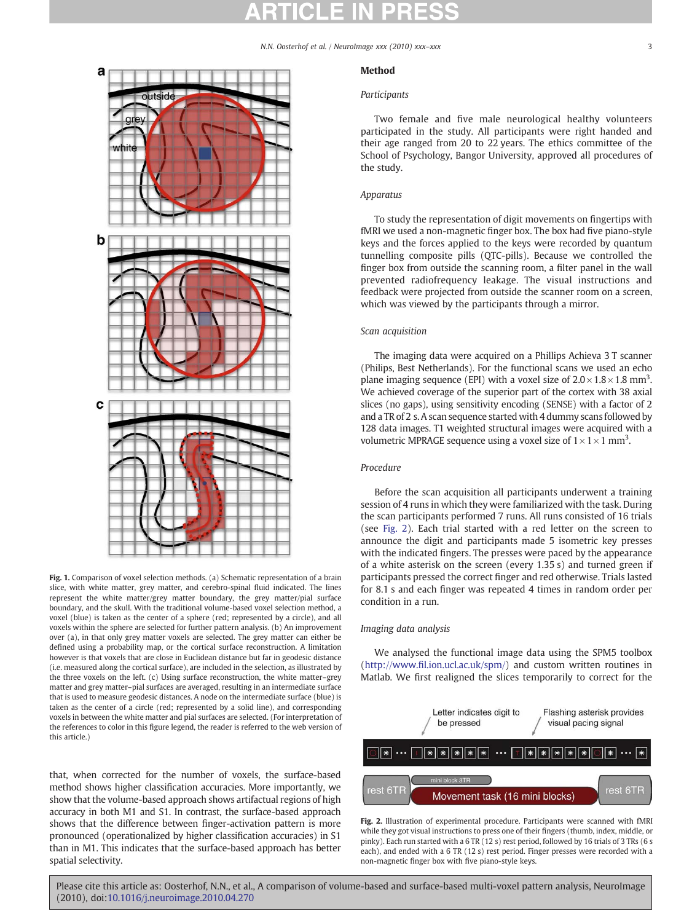Fig. 1. Comparison of voxel selection methods. (a) Schematic representation of a brain slice, with white matter, grey matter, and cerebro-spinal fluid indicated. The lines represent the white matter/grey matter boundary, the grey matter/pial surface boundary, and the skull. With the traditional volume-based voxel selection method, a voxel (blue) is taken as the center of a sphere (red; represented by a circle), and all voxels within the sphere are selected for further pattern analysis. (b) An improvement over (a), in that only grey matter voxels are selected. The grey matter can either be defined using a probability map, or the cortical surface reconstruction. A limitation however is that voxels that are close in Euclidean distance but far in geodesic distance (i.e. measured along the cortical surface), are included in the selection, as illustrated by the three voxels on the left. (c) Using surface reconstruction, the white matter–grey matter and grey matter–pial surfaces are averaged, resulting in an intermediate surface that is used to measure geodesic distances. A node on the intermediate surface (blue) is taken as the center of a circle (red; represented by a solid line), and corresponding voxels in between the white matter and pial surfaces are selected. (For interpretation of the references to color in this figure legend, the reader is referred to the web version of this article.)

that, when corrected for the number of voxels, the surface-based method shows higher classification accuracies. More importantly, we show that the volume-based approach shows artifactual regions of high accuracy in both M1 and S1. In contrast, the surface-based approach shows that the difference between finger-activation pattern is more pronounced (operationalized by higher classification accuracies) in S1 than in M1. This indicates that the surface-based approach has better spatial selectivity.

## Method

### Participants

Two female and five male neurological healthy volunteers participated in the study. All participants were right handed and their age ranged from 20 to 22 years. The ethics committee of the School of Psychology, Bangor University, approved all procedures of the study.

### Apparatus

To study the representation of digit movements on fingertips with fMRI we used a non-magnetic finger box. The box had five piano-style keys and the forces applied to the keys were recorded by quantum tunnelling composite pills (QTC-pills). Because we controlled the finger box from outside the scanning room, a filter panel in the wall prevented radiofrequency leakage. The visual instructions and feedback were projected from outside the scanner room on a screen, which was viewed by the participants through a mirror.

### Scan acquisition

The imaging data were acquired on a Phillips Achieva 3 T scanner (Philips, Best Netherlands). For the functional scans we used an echo plane imaging sequence (EPI) with a voxel size of $2.0 \times 1.8 \times 1.8$ mm$^3$. We achieved coverage of the superior part of the cortex with 38 axial slices (no gaps), using sensitivity encoding (SENSE) with a factor of 2 and a TR of 2 s. A scan sequence started with 4 dummy scans followed by 128 data images. T1 weighted structural images were acquired with a volumetric MPRAGE sequence using a voxel size of $1 \times 1 \times 1$ mm$^3$.

### Procedure

Before the scan acquisition all participants underwent a training session of 4 runs in which they were familiarized with the task. During the scan participants performed 7 runs. All runs consisted of 16 trials (see Fig. 2). Each trial started with a red letter on the screen to announce the digit and participants made 5 isometric key presses with the indicated fingers. The presses were paced by the appearance of a white asterisk on the screen (every 1.35 s) and turned green if participants pressed the correct finger and red otherwise. Trials lasted for 8.1 s and each finger was repeated 4 times in random order per condition in a run.

### Imaging data analysis

We analysed the functional image data using the SPM5 toolbox (http://www.fil.ion.ucl.ac.uk/spm/) and custom written routines in Matlab. We first realigned the slices temporarily to correct for the

Fig. 2. Illustration of experimental procedure. Participants were scanned with fMRI while they got visual instructions to press one of their fingers (thumb, index, middle, or pinky). Each run started with a 6 TR (12 s) rest period, followed by 16 trials of 3 TRs (6 s each), and ended with a 6 TR (12 s) rest period. Finger presses were recorded with a non-magnetic finger box with five piano-style keys.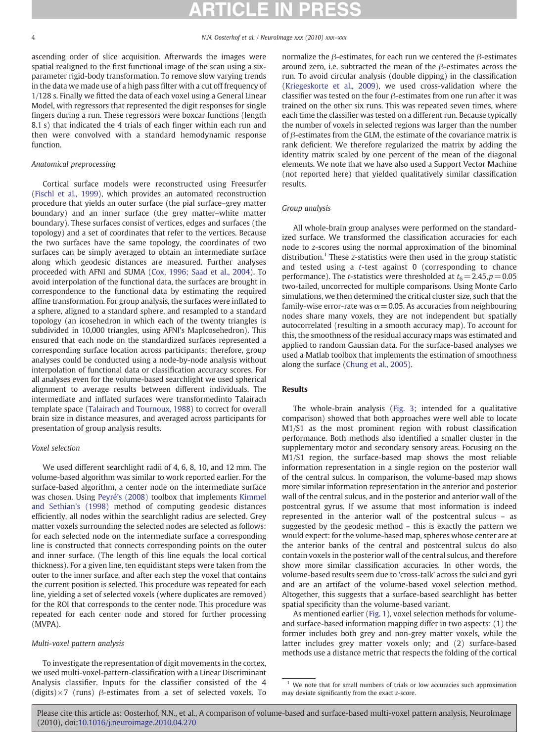ascending order of slice acquisition. Afterwards the images were spatial realigned to the first functional image of the scan using a six-parameter rigid-body transformation. To remove slow varying trends in the data we made use of a high pass filter with a cut off frequency of 1/128 s. Finally we fitted the data of each voxel using a General Linear Model, with regressors that represented the digit responses for single fingers during a run. These regressors were boxcar functions (length 8.1 s) that indicated the 4 trials of each finger within each run and then were convolved with a standard hemodynamic response function.

### Anatomical preprocessing

Cortical surface models were reconstructed using Freesurfer (Fischl et al., 1999), which provides an automated reconstruction procedure that yields an outer surface (the pial surface–grey matter boundary) and an inner surface (the grey matter–white matter boundary). These surfaces consist of vertices, edges and surfaces (the topology) and a set of coordinates that refer to the vertices. Because the two surfaces have the same topology, the coordinates of two surfaces can be simply averaged to obtain an intermediate surface along which geodesic distances are measured. Further analyses proceeded with AFNI and SUMA (Cox, 1996; Saad et al., 2004). To avoid interpolation of the functional data, the surfaces are brought in correspondence to the functional data by estimating the required affine transformation. For group analysis, the surfaces were inflated to a sphere, aligned to a standard sphere, and resampled to a standard topology (an icosehedron in which each of the twenty triangles is subdivided in 10,000 triangles, using AFNI's MapIcosehedron). This ensured that each node on the standardized surfaces represented a corresponding surface location across participants; therefore, group analyses could be conducted using a node-by-node analysis without interpolation of functional data or classification accuracy scores. For all analyses even for the volume-based searchlight we used spherical alignment to average results between different individuals. The intermediate and inflated surfaces were transformedinto Talairach template space (Talairach and Tournoux, 1988) to correct for overall brain size in distance measures, and averaged across participants for presentation of group analysis results.

### Voxel selection

We used different searchlight radii of 4, 6, 8, 10, and 12 mm. The volume-based algorithm was similar to work reported earlier. For the surface-based algorithm, a center node on the intermediate surface was chosen. Using Peyré's (2008) toolbox that implements Kimmel and Sethian's (1998) method of computing geodesic distances efficiently, all nodes within the searchlight radius are selected. Grey matter voxels surrounding the selected nodes are selected as follows: for each selected node on the intermediate surface a corresponding line is constructed that connects corresponding points on the outer and inner surface. (The length of this line equals the local cortical thickness). For a given line, ten equidistant steps were taken from the outer to the inner surface, and after each step the voxel that contains the current position is selected. This procedure was repeated for each line, yielding a set of selected voxels (where duplicates are removed) for the ROI that corresponds to the center node. This procedure was repeated for each center node and stored for further processing (MVPA).

### Multi-voxel pattern analysis

To investigate the representation of digit movements in the cortex, we used multi-voxel-pattern-classification with a Linear Discriminant Analysis classifier. Inputs for the classifier consisted of the 4 (digits) × 7 (runs) β-estimates from a set of selected voxels. To normalize the β-estimates, for each run we centered the β-estimates around zero, i.e. subtracted the mean of the β-estimates across the run. To avoid circular analysis (double dipping) in the classification (Kriegeskorte et al., 2009), we used cross-validation where the classifier was tested on the four β-estimates from one run after it was trained on the other six runs. This was repeated seven times, where each time the classifier was tested on a different run. Because typically the number of voxels in selected regions was larger than the number of β-estimates from the GLM, the estimate of the covariance matrix is rank deficient. We therefore regularized the matrix by adding the identity matrix scaled by one percent of the mean of the diagonal elements. We note that we have also used a Support Vector Machine (not reported here) that yielded qualitatively similar classification results.

### Group analysis

All whole-brain group analyses were performed on the standardized surface. We transformed the classification accuracies for each node to z-scores using the normal approximation of the binominal distribution.[1] These z-statistics were then used in the group statistic and tested using a t-test against 0 (corresponding to chance performance). The t-statistics were thresholded at $t_6 = 2.45, p = 0.05$ two-tailed, uncorrected for multiple comparisons. Using Monte Carlo simulations, we then determined the critical cluster size, such that the family-wise error-rate was $\alpha = 0.05$. As accuracies from neighbouring nodes share many voxels, they are not independent but spatially autocorrelated (resulting in a smooth accuracy map). To account for this, the smoothness of the residual accuracy maps was estimated and applied to random Gaussian data. For the surface-based analyses we used a Matlab toolbox that implements the estimation of smoothness along the surface (Chung et al., 2005).

## Results

The whole-brain analysis (Fig. 3; intended for a qualitative comparison) showed that both approaches were well able to locate M1/S1 as the most prominent region with robust classification performance. Both methods also identified a smaller cluster in the supplementary motor and secondary sensory areas. Focusing on the M1/S1 region, the surface-based map shows the most reliable information representation in a single region on the posterior wall of the central sulcus. In comparison, the volume-based map shows more similar information representation in the anterior and posterior wall of the central sulcus, and in the posterior and anterior wall of the postcentral gyrus. If we assume that most information is indeed represented in the anterior wall of the postcentral sulcus – as suggested by the geodesic method – this is exactly the pattern we would expect: for the volume-based map, spheres whose center are at the anterior banks of the central and postcentral sulcus do also contain voxels in the posterior wall of the central sulcus, and therefore show more similar classification accuracies. In other words, the volume-based results seem due to 'cross-talk' across the sulci and gyri and are an artifact of the volume-based voxel selection method. Altogether, this suggests that a surface-based searchlight has better spatial specificity than the volume-based variant.

As mentioned earlier (Fig. 1), voxel selection methods for volume- and surface-based information mapping differ in two aspects: (1) the former includes both grey and non-grey matter voxels, while the latter includes grey matter voxels only; and (2) surface-based methods use a distance metric that respects the folding of the cortical

[1] We note that for small numbers of trials or low accuracies such approximation may deviate significantly from the exact z-score.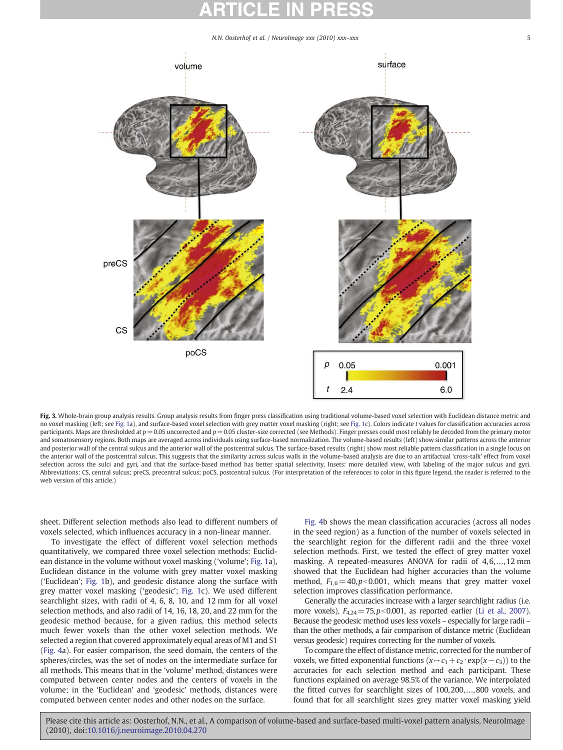**Fig. 3.** Whole-brain group analysis results. Group analysis results from finger press classification using traditional volume-based voxel selection with Euclidean distance metric and no voxel masking (left; see Fig. 1a), and surface-based voxel selection with grey matter voxel masking (right; see Fig. 1c). Colors indicate $t$ values for classification accuracies across participants. Maps are thresholded at $p=0.05$ uncorrected and $p=0.05$ cluster-size corrected (see Methods). Finger presses could most reliably be decoded from the primary motor and somatosensory regions. Both maps are averaged across individuals using surface-based normalization. The volume-based results (left) show similar patterns across the anterior and posterior wall of the central sulcus and the anterior wall of the postcentral sulcus. The surface-based results (right) show most reliable pattern classification in a single locus on the anterior wall of the postcentral sulcus. This suggests that the similarity across sulcus walls in the volume-based analysis are due to an artifactual 'cross-talk' effect from voxel selection across the sulci and gyri, and that the surface-based method has better spatial selectivity. Insets: more detailed view, with labeling of the major sulcus and gyri. Abbreviations: CS, central sulcus; preCS, precentral sulcus; poCS, postcentral sulcus. (For interpretation of the references to color in this figure legend, the reader is referred to the web version of this article.)

sheet. Different selection methods also lead to different numbers of voxels selected, which influences accuracy in a non-linear manner.

To investigate the effect of different voxel selection methods quantitatively, we compared three voxel selection methods: Euclidean distance in the volume without voxel masking ('volume'; Fig. 1a), Euclidean distance in the volume with grey matter voxel masking ('Euclidean'; Fig. 1b), and geodesic distance along the surface with grey matter voxel masking ('geodesic'; Fig. 1c). We used different searchlight sizes, with radii of 4, 6, 8, 10, and 12 mm for all voxel selection methods, and also radii of 14, 16, 18, 20, and 22 mm for the geodesic method because, for a given radius, this method selects much fewer voxels than the other voxel selection methods. We selected a region that covered approximately equal areas of M1 and S1 (Fig. 4a). For easier comparison, the seed domain, the centers of the spheres/circles, was the set of nodes on the intermediate surface for all methods. This means that in the 'volume' method, distances were computed between center nodes and the centers of voxels in the volume; in the 'Euclidean' and 'geodesic' methods, distances were computed between center nodes and other nodes on the surface.

Fig. 4b shows the mean classification accuracies (across all nodes in the seed region) as a function of the number of voxels selected in the searchlight region for the different radii and the three voxel selection methods. First, we tested the effect of grey matter voxel masking. A repeated-measures ANOVA for radii of $4,6,\ldots,12$ mm showed that the Euclidean had higher accuracies than the volume method, $F_{1,6}=40, p<0.001$, which means that grey matter voxel selection improves classification performance.

Generally the accuracies increase with a larger searchlight radius (i.e. more voxels), $F_{4,24}=75, p<0.001$, as reported earlier (Li et al., 2007). Because the geodesic method uses less voxels – especially for large radii – than the other methods, a fair comparison of distance metric (Euclidean versus geodesic) requires correcting for the number of voxels.

To compare the effect of distance metric, corrected for the number of voxels, we fitted exponential functions ($x \mapsto c_1 + c_2 \cdot \exp(x - c_3)$) to the accuracies for each selection method and each participant. These functions explained on average 98.5% of the variance. We interpolated the fitted curves for searchlight sizes of $100, 200, \ldots, 800$ voxels, and found that for all searchlight sizes grey matter voxel masking yield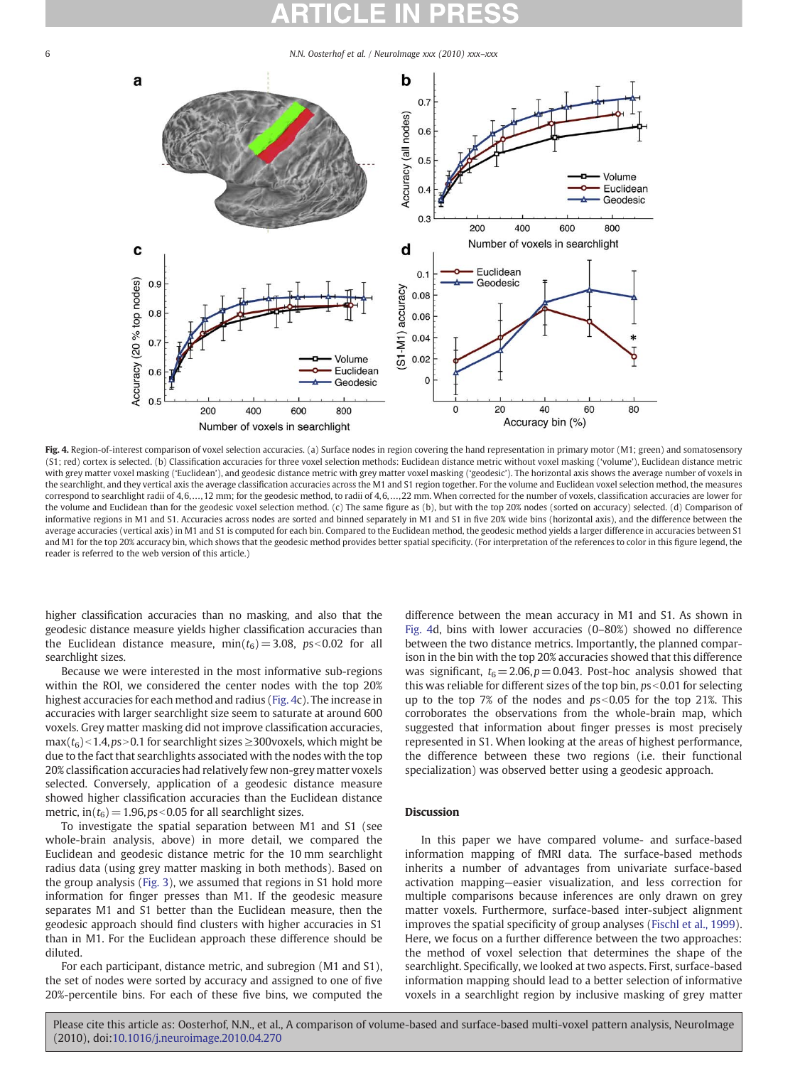**Fig. 4.** Region-of-interest comparison of voxel selection accuracies. (a) Surface nodes in region covering the hand representation in primary motor (M1; green) and somatosensory (S1; red) cortex is selected. (b) Classification accuracies for three voxel selection methods: Euclidean distance metric without voxel masking ('volume'), Euclidean distance metric with grey matter voxel masking ('Euclidean'), and geodesic distance metric with grey matter voxel masking ('geodesic'). The horizontal axis shows the average number of voxels in the searchlight, and they vertical axis the average classification accuracies across the M1 and S1 region together. For the volume and Euclidean voxel selection method, the measures correspond to searchlight radii of 4,6,…,12 mm; for the geodesic method, to radii of 4,6,…,22 mm. When corrected for the number of voxels, classification accuracies are lower for the volume and Euclidean than for the geodesic voxel selection method. (c) The same figure as (b), but with the top 20% nodes (sorted on accuracy) selected. (d) Comparison of informative regions in M1 and S1. Accuracies across nodes are sorted and binned separately in M1 and S1 in five 20% wide bins (horizontal axis), and the difference between the average accuracies (vertical axis) in M1 and S1 is computed for each bin. Compared to the Euclidean method, the geodesic method yields a larger difference in accuracies between S1 and M1 for the top 20% accuracy bin, which shows that the geodesic method provides better spatial specificity. (For interpretation of the references to color in this figure legend, the reader is referred to the web version of this article.)

higher classification accuracies than no masking, and also that the geodesic distance measure yields higher classification accuracies than the Euclidean distance measure, $\min(t_6) = 3.08$, $ps < 0.02$ for all searchlight sizes.

Because we were interested in the most informative sub-regions within the ROI, we considered the center nodes with the top 20% highest accuracies for each method and radius (Fig. 4c). The increase in accuracies with larger searchlight size seem to saturate at around 600 voxels. Grey matter masking did not improve classification accuracies, $\max(t_6) < 1.4, ps > 0.1$ for searchlight sizes ≥300voxels, which might be due to the fact that searchlights associated with the nodes with the top 20% classification accuracies had relatively few non-grey matter voxels selected. Conversely, application of a geodesic distance measure showed higher classification accuracies than the Euclidean distance metric, $\text{in}(t_6) = 1.96, ps < 0.05$ for all searchlight sizes.

To investigate the spatial separation between M1 and S1 (see whole-brain analysis, above) in more detail, we compared the Euclidean and geodesic distance metric for the 10 mm searchlight radius data (using grey matter masking in both methods). Based on the group analysis (Fig. 3), we assumed that regions in S1 hold more information for finger presses than M1. If the geodesic measure separates M1 and S1 better than the Euclidean measure, then the geodesic approach should find clusters with higher accuracies in S1 than in M1. For the Euclidean approach these difference should be diluted.

For each participant, distance metric, and subregion (M1 and S1), the set of nodes were sorted by accuracy and assigned to one of five 20%-percentile bins. For each of these five bins, we computed the difference between the mean accuracy in M1 and S1. As shown in Fig. 4d, bins with lower accuracies (0–80%) showed no difference between the two distance metrics. Importantly, the planned comparison in the bin with the top 20% accuracies showed that this difference was significant, $t_6 = 2.06, p = 0.043$. Post-hoc analysis showed that this was reliable for different sizes of the top bin, $ps < 0.01$ for selecting up to the top 7% of the nodes and $ps < 0.05$ for the top 21%. This corroborates the observations from the whole-brain map, which suggested that information about finger presses is most precisely represented in S1. When looking at the areas of highest performance, the difference between these two regions (i.e. their functional specialization) was observed better using a geodesic approach.

## Discussion

In this paper we have compared volume- and surface-based information mapping of fMRI data. The surface-based methods inherits a number of advantages from univariate surface-based activation mapping—easier visualization, and less correction for multiple comparisons because inferences are only drawn on grey matter voxels. Furthermore, surface-based inter-subject alignment improves the spatial specificity of group analyses (Fischl et al., 1999). Here, we focus on a further difference between the two approaches: the method of voxel selection that determines the shape of the searchlight. Specifically, we looked at two aspects. First, surface-based information mapping should lead to a better selection of informative voxels in a searchlight region by inclusive masking of grey matter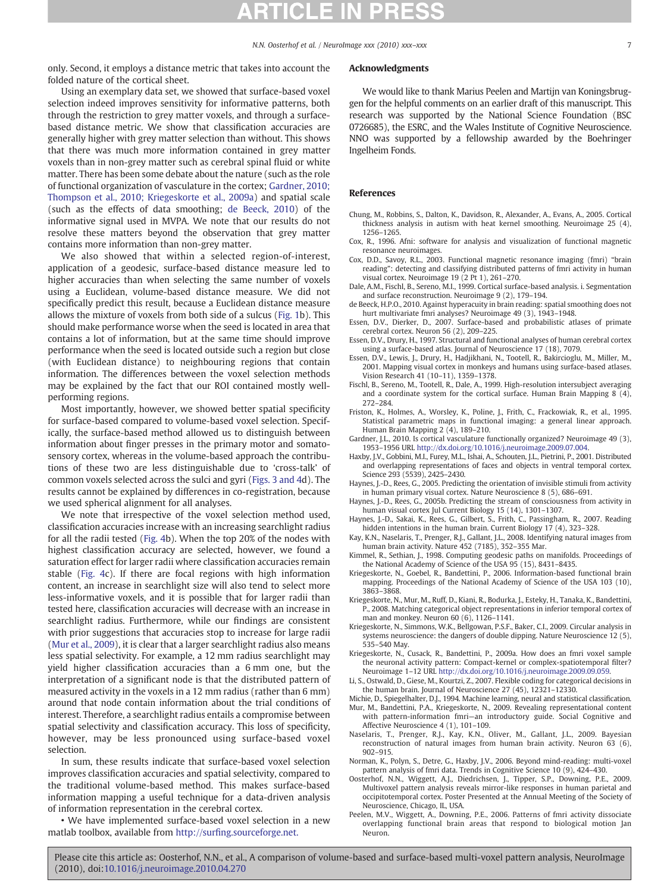only. Second, it employs a distance metric that takes into account the folded nature of the cortical sheet.

Using an exemplary data set, we showed that surface-based voxel selection indeed improves sensitivity for informative patterns, both through the restriction to grey matter voxels, and through a surface-based distance metric. We show that classification accuracies are generally higher with grey matter selection than without. This shows that there was much more information contained in grey matter voxels than in non-grey matter such as cerebral spinal fluid or white matter. There has been some debate about the nature (such as the role of functional organization of vasculature in the cortex; Gardner, 2010; Thompson et al., 2010; Kriegeskorte et al., 2009a) and spatial scale (such as the effects of data smoothing; de Beeck, 2010) of the informative signal used in MVPA. We note that our results do not resolve these matters beyond the observation that grey matter contains more information than non-grey matter.

We also showed that within a selected region-of-interest, application of a geodesic, surface-based distance measure led to higher accuracies than when selecting the same number of voxels using a Euclidean, volume-based distance measure. We did not specifically predict this result, because a Euclidean distance measure allows the mixture of voxels from both side of a sulcus (Fig. 1b). This should make performance worse when the seed is located in area that contains a lot of information, but at the same time should improve performance when the seed is located outside such a region but close (with Euclidean distance) to neighbouring regions that contain information. The differences between the voxel selection methods may be explained by the fact that our ROI contained mostly well-performing regions.

Most importantly, however, we showed better spatial specificity for surface-based compared to volume-based voxel selection. Specifically, the surface-based method allowed us to distinguish between information about finger presses in the primary motor and somatosensory cortex, whereas in the volume-based approach the contributions of these two are less distinguishable due to 'cross-talk' of common voxels selected across the sulci and gyri (Figs. 3 and 4d). The results cannot be explained by differences in co-registration, because we used spherical alignment for all analyses.

We note that irrespective of the voxel selection method used, classification accuracies increase with an increasing searchlight radius for all the radii tested (Fig. 4b). When the top 20% of the nodes with highest classification accuracy are selected, however, we found a saturation effect for larger radii where classification accuracies remain stable (Fig. 4c). If there are focal regions with high information content, an increase in searchlight size will also tend to select more less-informative voxels, and it is possible that for larger radii than tested here, classification accuracies will decrease with an increase in searchlight radius. Furthermore, while our findings are consistent with prior suggestions that accuracies stop to increase for large radii (Mur et al., 2009), it is clear that a larger searchlight radius also means less spatial selectivity. For example, a 12 mm radius searchlight may yield higher classification accuracies than a 6 mm one, but the interpretation of a significant node is that the distributed pattern of measured activity in the voxels in a 12 mm radius (rather than 6 mm) around that node contain information about the trial conditions of interest. Therefore, a searchlight radius entails a compromise between spatial selectivity and classification accuracy. This loss of specificity, however, may be less pronounced using surface-based voxel selection.

In sum, these results indicate that surface-based voxel selection improves classification accuracies and spatial selectivity, compared to the traditional volume-based method. This makes surface-based information mapping a useful technique for a data-driven analysis of information representation in the cerebral cortex.

• We have implemented surface-based voxel selection in a new matlab toolbox, available from http://surfing.sourceforge.net.

## Acknowledgments

We would like to thank Marius Peelen and Martijn van Koningsbruggen for the helpful comments on an earlier draft of this manuscript. This research was supported by the National Science Foundation (BSC 0726685), the ESRC, and the Wales Institute of Cognitive Neuroscience. NNO was supported by a fellowship awarded by the Boehringer Ingelheim Fonds.

## References

Chung, M., Robbins, S., Dalton, K., Davidson, R., Alexander, A., Evans, A., 2005. Cortical thickness analysis in autism with heat kernel smoothing. Neuroimage 25 (4), 1256–1265.

Cox, R., 1996. Afni: software for analysis and visualization of functional magnetic resonance neuroimages.

Cox, D.D., Savoy, R.L., 2003. Functional magnetic resonance imaging (fmri) "brain reading": detecting and classifying distributed patterns of fmri activity in human visual cortex. Neuroimage 19 (2 Pt 1), 261–270.

Dale, A.M., Fischl, B., Sereno, M.I., 1999. Cortical surface-based analysis. i. Segmentation and surface reconstruction. Neuroimage 9 (2), 179–194.

de Beeck, H.P.O., 2010. Against hyperacuity in brain reading: spatial smoothing does not hurt multivariate fmri analyses? Neuroimage 49 (3), 1943–1948.

Essen, D.V., Dierker, D., 2007. Surface-based and probabilistic atlases of primate cerebral cortex. Neuron 56 (2), 209–225.

Essen, D.V., Drury, H., 1997. Structural and functional analyses of human cerebral cortex using a surface-based atlas. Journal of Neuroscience 17 (18), 7079.

Essen, D.V., Lewis, J., Drury, H., Hadjikhani, N., Tootell, R., Bakircioglu, M., Miller, M., 2001. Mapping visual cortex in monkeys and humans using surface-based atlases. Vision Research 41 (10–11), 1359–1378.

Fischl, B., Sereno, M., Tootell, R., Dale, A., 1999. High-resolution intersubject averaging and a coordinate system for the cortical surface. Human Brain Mapping 8 (4), 272–284.

Friston, K., Holmes, A., Worsley, K., Poline, J., Frith, C., Frackowiak, R., et al., 1995. Statistical parametric maps in functional imaging: a general linear approach. Human Brain Mapping 2 (4), 189–210.

Gardner, J.L., 2010. Is cortical vasculature functionally organized? Neuroimage 49 (3), 1953–1956 URL http://dx.doi.org/10.1016/j.neuroimage.2009.07.004.

Haxby, J.V., Gobbini, M.I., Furey, M.L., Ishai, A., Schouten, J.L., Pietrini, P., 2001. Distributed and overlapping representations of faces and objects in ventral temporal cortex. Science 293 (5539), 2425–2430.

Haynes, J.-D., Rees, G., 2005. Predicting the orientation of invisible stimuli from activity in human primary visual cortex. Nature Neuroscience 8 (5), 686–691.

Haynes, J.-D., Rees, G., 2005b. Predicting the stream of consciousness from activity in human visual cortex Jul Current Biology 15 (14), 1301–1307.

Haynes, J.-D., Sakai, K., Rees, G., Gilbert, S., Frith, C., Passingham, R., 2007. Reading hidden intentions in the human brain. Current Biology 17 (4), 323–328.

Kay, K.N., Naselaris, T., Prenger, R.J., Gallant, J.L., 2008. Identifying natural images from human brain activity. Nature 452 (7185), 352–355 Mar.

Kimmel, R., Sethian, J., 1998. Computing geodesic paths on manifolds. Proceedings of the National Academy of Science of the USA 95 (15), 8431–8435.

Kriegeskorte, N., Goebel, R., Bandettini, P., 2006. Information-based functional brain mapping. Proceedings of the National Academy of Science of the USA 103 (10), 3863–3868.

Kriegeskorte, N., Mur, M., Ruff, D., Kiani, R., Bodurka, J., Esteky, H., Tanaka, K., Bandettini, P., 2008. Matching categorical object representations in inferior temporal cortex of man and monkey. Neuron 60 (6), 1126–1141.

Kriegeskorte, N., Simmons, W.K., Bellgowan, P.S.F., Baker, C.I., 2009. Circular analysis in systems neuroscience: the dangers of double dipping. Nature Neuroscience 12 (5), 535–540 May.

Kriegeskorte, N., Cusack, R., Bandettini, P., 2009a. How does an fmri voxel sample the neuronal activity pattern: Compact-kernel or complex-spatiotemporal filter? Neuroimage 1–12 URL http://dx.doi.org/10.1016/j.neuroimage.2009.09.059.

Li, S., Ostwald, D., Giese, M., Kourtzi, Z., 2007. Flexible coding for categorical decisions in the human brain. Journal of Neuroscience 27 (45), 12321–12330.

Michie, D., Spiegelhalter, D.J., 1994. Machine learning, neural and statistical classification.

Mur, M., Bandettini, P.A., Kriegeskorte, N., 2009. Revealing representational content with pattern-information fmri—an introductory guide. Social Cognitive and Affective Neuroscience 4 (1), 101–109.

Naselaris, T., Prenger, R.J., Kay, K.N., Oliver, M., Gallant, J.L., 2009. Bayesian reconstruction of natural images from human brain activity. Neuron 63 (6), 902–915.

Norman, K., Polyn, S., Detre, G., Haxby, J.V., 2006. Beyond mind-reading: multi-voxel pattern analysis of fmri data. Trends in Cognitive Science 10 (9), 424–430.

Oosterhof, N.N., Wiggett, A.J., Diedrichsen, J., Tipper, S.P., Downing, P.E., 2009. Multivoxel pattern analysis reveals mirror-like responses in human parietal and occipitotemporal cortex. Poster Presented at the Annual Meeting of the Society of Neuroscience, Chicago, IL, USA.

Peelen, M.V., Wiggett, A., Downing, P.E., 2006. Patterns of fmri activity dissociate overlapping functional brain areas that respond to biological motion Jan Neuron.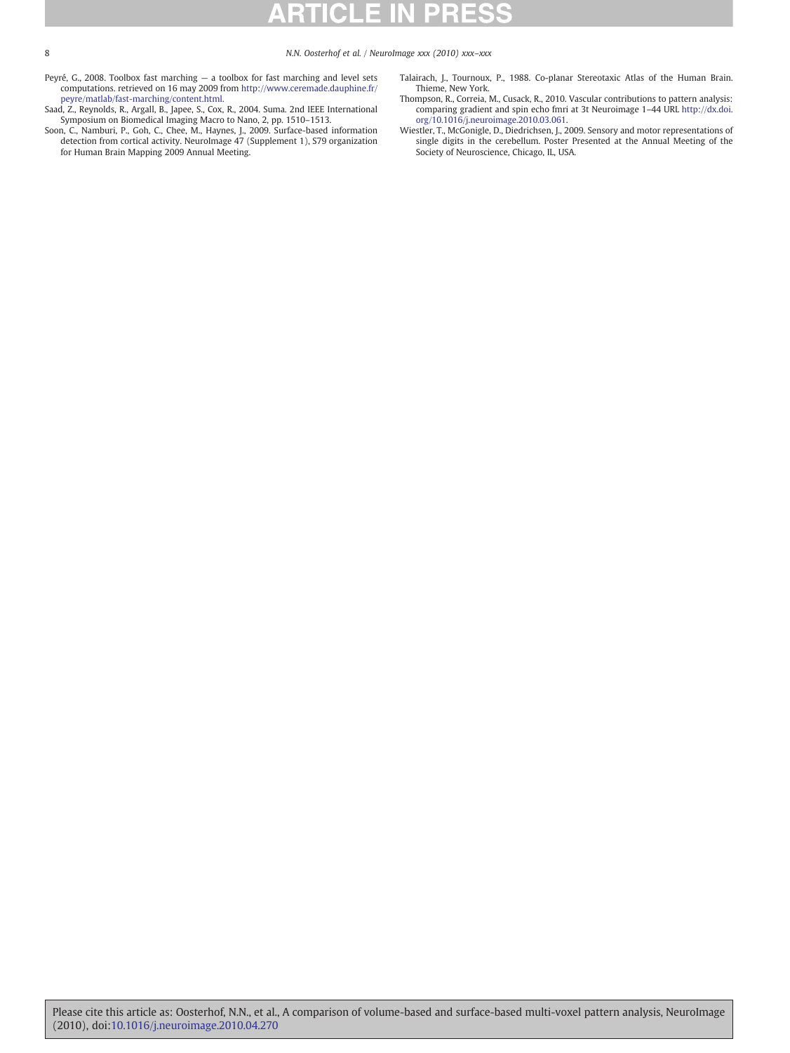Peyré, G., 2008. Toolbox fast marching — a toolbox for fast marching and level sets computations. retrieved on 16 may 2009 from http://www.ceremade.dauphine.fr/peyre/matlab/fast-marching/content.html.

Saad, Z., Reynolds, R., Argall, B., Japee, S., Cox, R., 2004. Suma. 2nd IEEE International Symposium on Biomedical Imaging Macro to Nano, 2, pp. 1510–1513.

Soon, C., Namburi, P., Goh, C., Chee, M., Haynes, J., 2009. Surface-based information detection from cortical activity. NeuroImage 47 (Supplement 1), S79 organization for Human Brain Mapping 2009 Annual Meeting.

Talairach, J., Tournoux, P., 1988. Co-planar Stereotaxic Atlas of the Human Brain. Thieme, New York.

Thompson, R., Correia, M., Cusack, R., 2010. Vascular contributions to pattern analysis: comparing gradient and spin echo fmri at 3t Neuroimage 1–44 URL http://dx.doi.org/10.1016/j.neuroimage.2010.03.061.

Wiestler, T., McGonigle, D., Diedrichsen, J., 2009. Sensory and motor representations of single digits in the cerebellum. Poster Presented at the Annual Meeting of the Society of Neuroscience, Chicago, IL, USA.